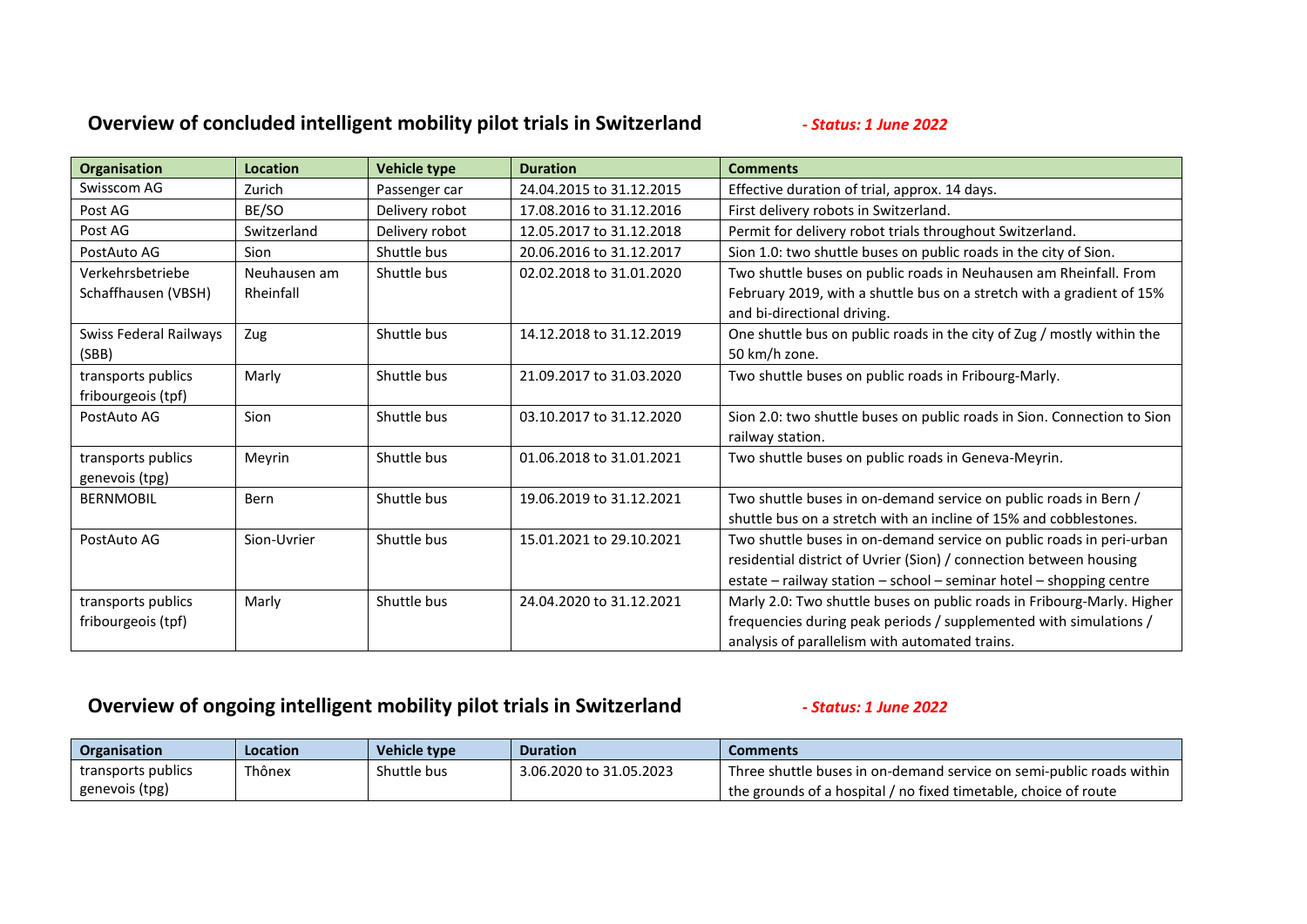## Overview of concluded intelligent mobility pilot trials in Switzerland

*- Status: 1 June 2022*

| Organisation | Location | Vehicle type | Duration | Comments |
|---|---|---|---|---|
| Swisscom AG | Zurich | Passenger car | 24.04.2015 to 31.12.2015 | Effective duration of trial, approx. 14 days. |
| Post AG | BE/SO | Delivery robot | 17.08.2016 to 31.12.2016 | First delivery robots in Switzerland. |
| Post AG | Switzerland | Delivery robot | 12.05.2017 to 31.12.2018 | Permit for delivery robot trials throughout Switzerland. |
| PostAuto AG | Sion | Shuttle bus | 20.06.2016 to 31.12.2017 | Sion 1.0: two shuttle buses on public roads in the city of Sion. |
| Verkehrsbetriebe Schaffhausen (VBSH) | Neuhausen am Rheinfall | Shuttle bus | 02.02.2018 to 31.01.2020 | Two shuttle buses on public roads in Neuhausen am Rheinfall. From February 2019, with a shuttle bus on a stretch with a gradient of 15% and bi-directional driving. |
| Swiss Federal Railways (SBB) | Zug | Shuttle bus | 14.12.2018 to 31.12.2019 | One shuttle bus on public roads in the city of Zug / mostly within the 50 km/h zone. |
| transports publics fribourgeois (tpf) | Marly | Shuttle bus | 21.09.2017 to 31.03.2020 | Two shuttle buses on public roads in Fribourg-Marly. |
| PostAuto AG | Sion | Shuttle bus | 03.10.2017 to 31.12.2020 | Sion 2.0: two shuttle buses on public roads in Sion. Connection to Sion railway station. |
| transports publics genevois (tpg) | Meyrin | Shuttle bus | 01.06.2018 to 31.01.2021 | Two shuttle buses on public roads in Geneva-Meyrin. |
| BERNMOBIL | Bern | Shuttle bus | 19.06.2019 to 31.12.2021 | Two shuttle buses in on-demand service on public roads in Bern / shuttle bus on a stretch with an incline of 15% and cobblestones. |
| PostAuto AG | Sion-Uvrier | Shuttle bus | 15.01.2021 to 29.10.2021 | Two shuttle buses in on-demand service on public roads in peri-urban residential district of Uvrier (Sion) / connection between housing estate – railway station – school – seminar hotel – shopping centre |
| transports publics fribourgeois (tpf) | Marly | Shuttle bus | 24.04.2020 to 31.12.2021 | Marly 2.0: Two shuttle buses on public roads in Fribourg-Marly. Higher frequencies during peak periods / supplemented with simulations / analysis of parallelism with automated trains. |

## Overview of ongoing intelligent mobility pilot trials in Switzerland

*- Status: 1 June 2022*

| Organisation | Location | Vehicle type | Duration | Comments |
|---|---|---|---|---|
| transports publics genevois (tpg) | Thônex | Shuttle bus | 3.06.2020 to 31.05.2023 | Three shuttle buses in on-demand service on semi-public roads within the grounds of a hospital / no fixed timetable, choice of route |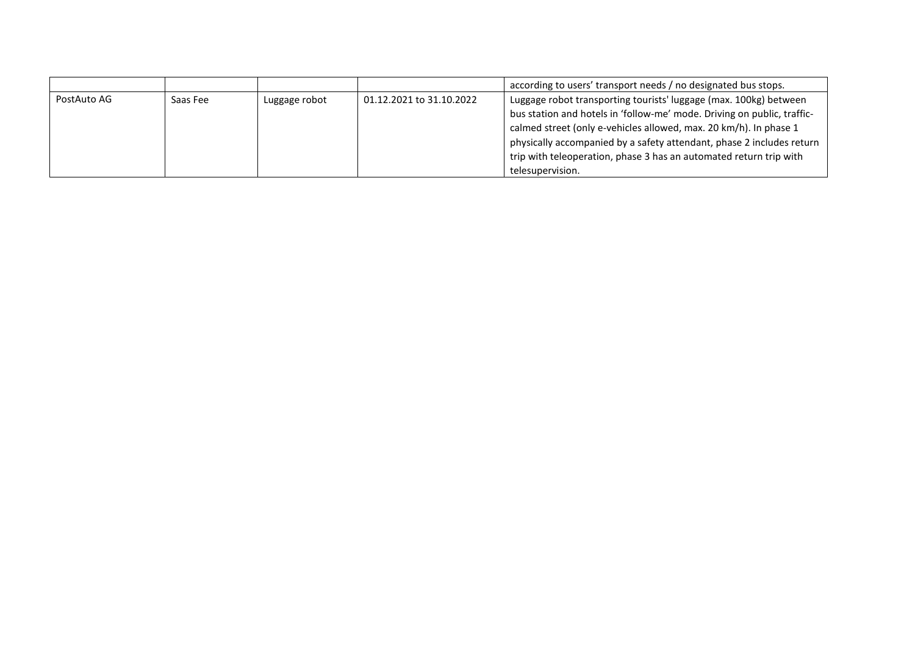| | | | | |
|---|---|---|---|---|
| | | | | according to users' transport needs / no designated bus stops. |
| PostAuto AG | Saas Fee | Luggage robot | 01.12.2021 to 31.10.2022 | Luggage robot transporting tourists' luggage (max. 100kg) between bus station and hotels in 'follow-me' mode. Driving on public, traffic-calmed street (only e-vehicles allowed, max. 20 km/h). In phase 1 physically accompanied by a safety attendant, phase 2 includes return trip with teleoperation, phase 3 has an automated return trip with telesupervision. |